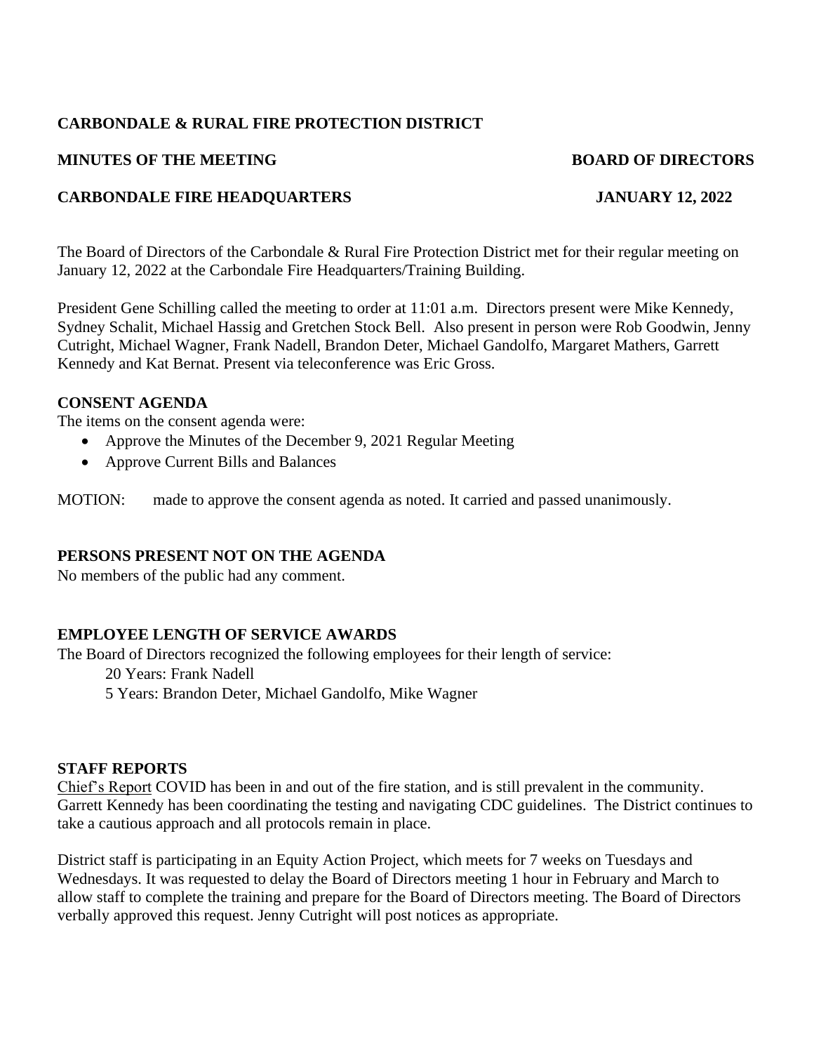**CARBONDALE & RURAL FIRE PROTECTION DISTRICT**

**MINUTES OF THE MEETING** **BOARD OF DIRECTORS**

**CARBONDALE FIRE HEADQUARTERS** **JANUARY 12, 2022**

The Board of Directors of the Carbondale & Rural Fire Protection District met for their regular meeting on January 12, 2022 at the Carbondale Fire Headquarters/Training Building.

President Gene Schilling called the meeting to order at 11:01 a.m. Directors present were Mike Kennedy, Sydney Schalit, Michael Hassig and Gretchen Stock Bell. Also present in person were Rob Goodwin, Jenny Cutright, Michael Wagner, Frank Nadell, Brandon Deter, Michael Gandolfo, Margaret Mathers, Garrett Kennedy and Kat Bernat. Present via teleconference was Eric Gross.

**CONSENT AGENDA**

The items on the consent agenda were:

- Approve the Minutes of the December 9, 2021 Regular Meeting
- Approve Current Bills and Balances

MOTION: made to approve the consent agenda as noted. It carried and passed unanimously.

**PERSONS PRESENT NOT ON THE AGENDA**

No members of the public had any comment.

**EMPLOYEE LENGTH OF SERVICE AWARDS**

The Board of Directors recognized the following employees for their length of service:

20 Years: Frank Nadell

5 Years: Brandon Deter, Michael Gandolfo, Mike Wagner

**STAFF REPORTS**

Chief's Report COVID has been in and out of the fire station, and is still prevalent in the community. Garrett Kennedy has been coordinating the testing and navigating CDC guidelines. The District continues to take a cautious approach and all protocols remain in place.

District staff is participating in an Equity Action Project, which meets for 7 weeks on Tuesdays and Wednesdays. It was requested to delay the Board of Directors meeting 1 hour in February and March to allow staff to complete the training and prepare for the Board of Directors meeting. The Board of Directors verbally approved this request. Jenny Cutright will post notices as appropriate.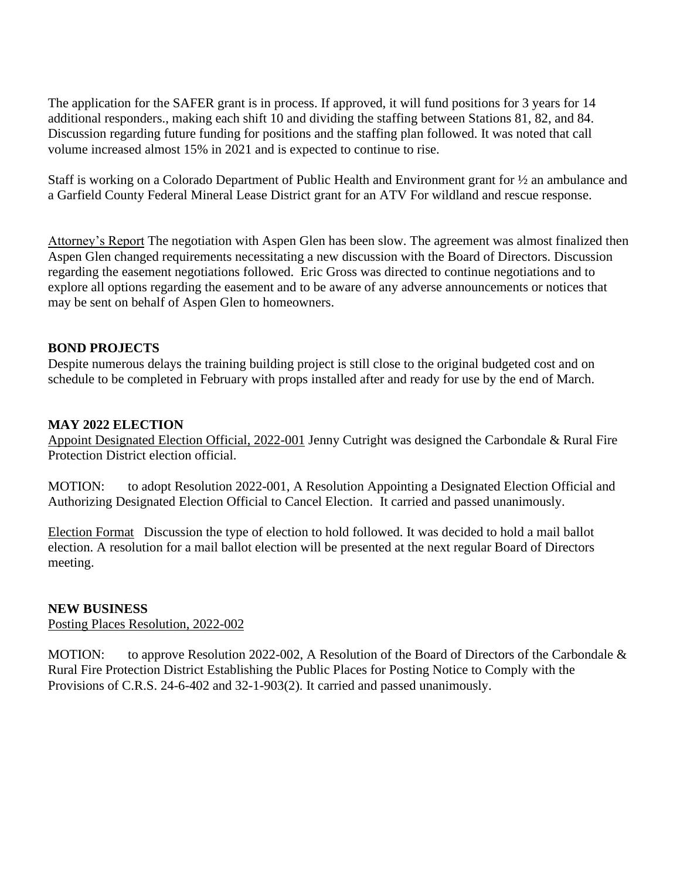The application for the SAFER grant is in process. If approved, it will fund positions for 3 years for 14 additional responders., making each shift 10 and dividing the staffing between Stations 81, 82, and 84. Discussion regarding future funding for positions and the staffing plan followed. It was noted that call volume increased almost 15% in 2021 and is expected to continue to rise.

Staff is working on a Colorado Department of Public Health and Environment grant for ½ an ambulance and a Garfield County Federal Mineral Lease District grant for an ATV For wildland and rescue response.

Attorney's Report The negotiation with Aspen Glen has been slow. The agreement was almost finalized then Aspen Glen changed requirements necessitating a new discussion with the Board of Directors. Discussion regarding the easement negotiations followed. Eric Gross was directed to continue negotiations and to explore all options regarding the easement and to be aware of any adverse announcements or notices that may be sent on behalf of Aspen Glen to homeowners.

**BOND PROJECTS**

Despite numerous delays the training building project is still close to the original budgeted cost and on schedule to be completed in February with props installed after and ready for use by the end of March.

**MAY 2022 ELECTION**

Appoint Designated Election Official, 2022-001 Jenny Cutright was designed the Carbondale & Rural Fire Protection District election official.

MOTION: to adopt Resolution 2022-001, A Resolution Appointing a Designated Election Official and Authorizing Designated Election Official to Cancel Election. It carried and passed unanimously.

Election Format Discussion the type of election to hold followed. It was decided to hold a mail ballot election. A resolution for a mail ballot election will be presented at the next regular Board of Directors meeting.

**NEW BUSINESS**

Posting Places Resolution, 2022-002

MOTION: to approve Resolution 2022-002, A Resolution of the Board of Directors of the Carbondale & Rural Fire Protection District Establishing the Public Places for Posting Notice to Comply with the Provisions of C.R.S. 24-6-402 and 32-1-903(2). It carried and passed unanimously.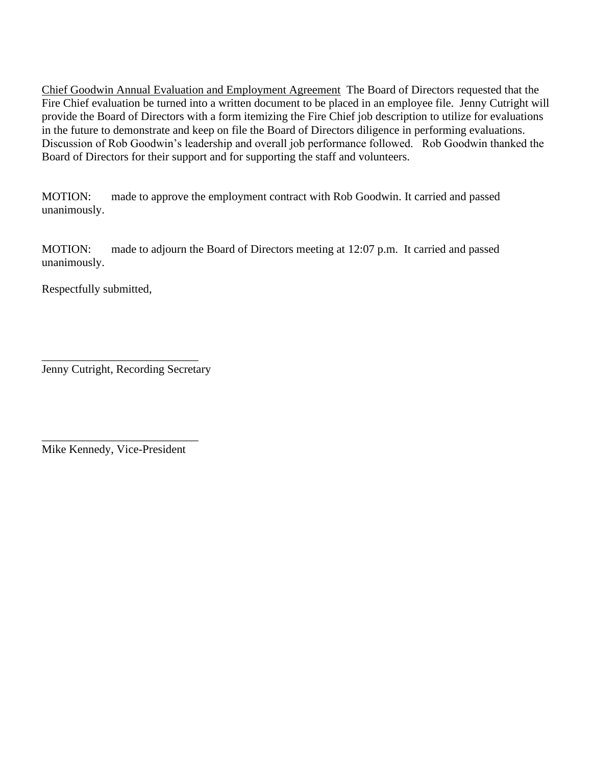<u>Chief Goodwin Annual Evaluation and Employment Agreement</u> The Board of Directors requested that the Fire Chief evaluation be turned into a written document to be placed in an employee file. Jenny Cutright will provide the Board of Directors with a form itemizing the Fire Chief job description to utilize for evaluations in the future to demonstrate and keep on file the Board of Directors diligence in performing evaluations. Discussion of Rob Goodwin's leadership and overall job performance followed. Rob Goodwin thanked the Board of Directors for their support and for supporting the staff and volunteers.

MOTION: made to approve the employment contract with Rob Goodwin. It carried and passed unanimously.

MOTION: made to adjourn the Board of Directors meeting at 12:07 p.m. It carried and passed unanimously.

Respectfully submitted,

___________________________
Jenny Cutright, Recording Secretary

___________________________
Mike Kennedy, Vice-President